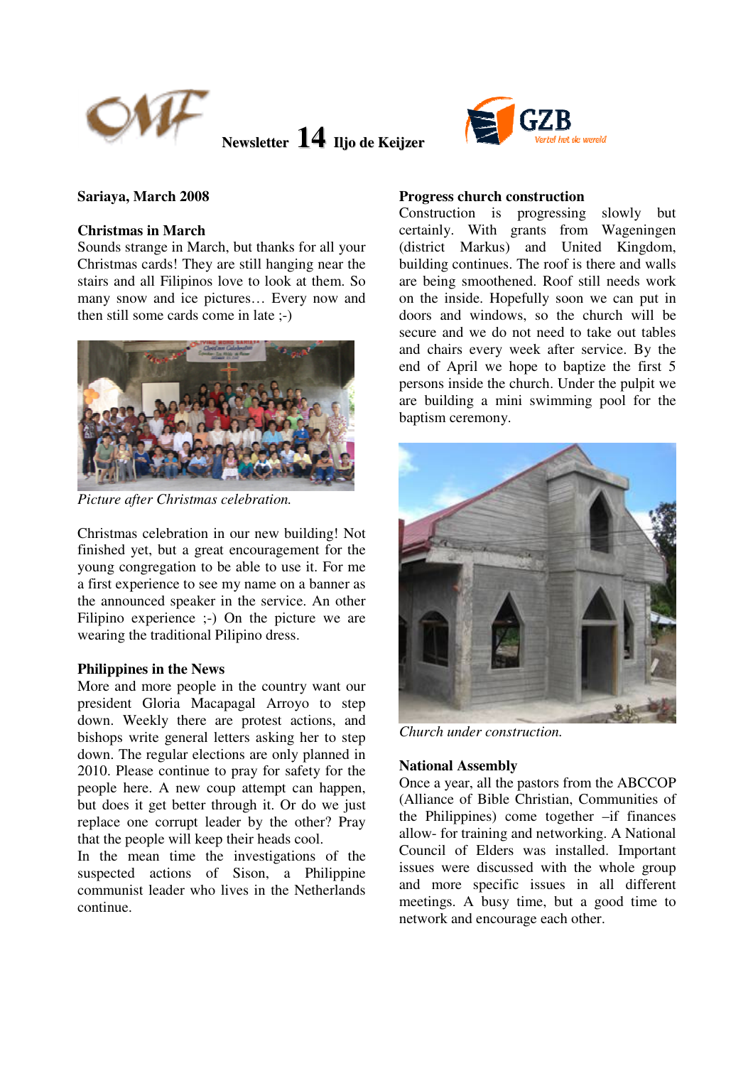**Newsletter 14 Iljo de Keijzer**

**Sariaya, March 2008**

**Christmas in March**

Sounds strange in March, but thanks for all your Christmas cards! They are still hanging near the stairs and all Filipinos love to look at them. So many snow and ice pictures… Every now and then still some cards come in late ;-)

*Picture after Christmas celebration.*

Christmas celebration in our new building! Not finished yet, but a great encouragement for the young congregation to be able to use it. For me a first experience to see my name on a banner as the announced speaker in the service. An other Filipino experience ;-) On the picture we are wearing the traditional Pilipino dress.

**Philippines in the News**

More and more people in the country want our president Gloria Macapagal Arroyo to step down. Weekly there are protest actions, and bishops write general letters asking her to step down. The regular elections are only planned in 2010. Please continue to pray for safety for the people here. A new coup attempt can happen, but does it get better through it. Or do we just replace one corrupt leader by the other? Pray that the people will keep their heads cool.

In the mean time the investigations of the suspected actions of Sison, a Philippine communist leader who lives in the Netherlands continue.

**Progress church construction**

Construction is progressing slowly but certainly. With grants from Wageningen (district Markus) and United Kingdom, building continues. The roof is there and walls are being smoothened. Roof still needs work on the inside. Hopefully soon we can put in doors and windows, so the church will be secure and we do not need to take out tables and chairs every week after service. By the end of April we hope to baptize the first 5 persons inside the church. Under the pulpit we are building a mini swimming pool for the baptism ceremony.

*Church under construction.*

**National Assembly**

Once a year, all the pastors from the ABCCOP (Alliance of Bible Christian, Communities of the Philippines) come together –if finances allow- for training and networking. A National Council of Elders was installed. Important issues were discussed with the whole group and more specific issues in all different meetings. A busy time, but a good time to network and encourage each other.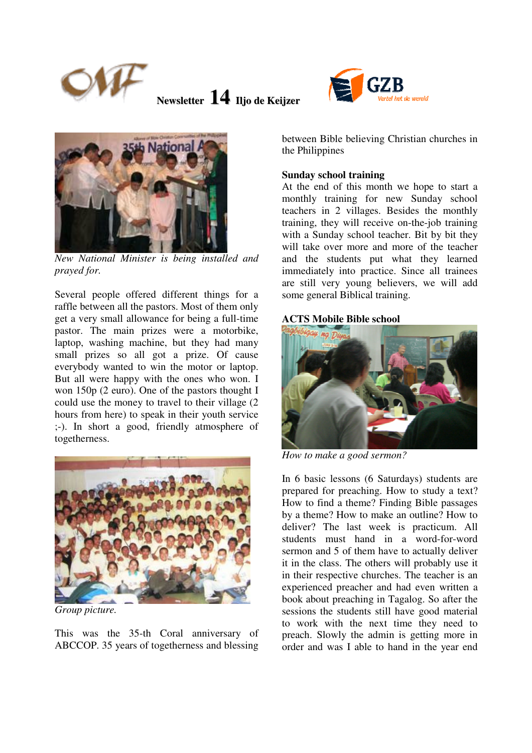Newsletter **14** Iljo de Keijzer

*New National Minister is being installed and prayed for.*

Several people offered different things for a raffle between all the pastors. Most of them only get a very small allowance for being a full-time pastor. The main prizes were a motorbike, laptop, washing machine, but they had many small prizes so all got a prize. Of cause everybody wanted to win the motor or laptop. But all were happy with the ones who won. I won 150p (2 euro). One of the pastors thought I could use the money to travel to their village (2 hours from here) to speak in their youth service ;-). In short a good, friendly atmosphere of togetherness.

*Group picture.*

This was the 35-th Coral anniversary of ABCCOP. 35 years of togetherness and blessing between Bible believing Christian churches in the Philippines

**Sunday school training**

At the end of this month we hope to start a monthly training for new Sunday school teachers in 2 villages. Besides the monthly training, they will receive on-the-job training with a Sunday school teacher. Bit by bit they will take over more and more of the teacher and the students put what they learned immediately into practice. Since all trainees are still very young believers, we will add some general Biblical training.

**ACTS Mobile Bible school**

*How to make a good sermon?*

In 6 basic lessons (6 Saturdays) students are prepared for preaching. How to study a text? How to find a theme? Finding Bible passages by a theme? How to make an outline? How to deliver? The last week is practicum. All students must hand in a word-for-word sermon and 5 of them have to actually deliver it in the class. The others will probably use it in their respective churches. The teacher is an experienced preacher and had even written a book about preaching in Tagalog. So after the sessions the students still have good material to work with the next time they need to preach. Slowly the admin is getting more in order and was I able to hand in the year end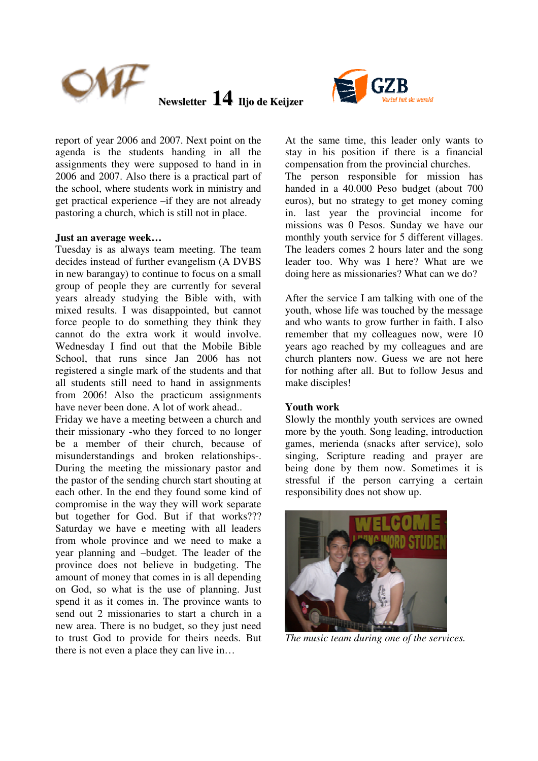report of year 2006 and 2007. Next point on the agenda is the students handing in all the assignments they were supposed to hand in in 2006 and 2007. Also there is a practical part of the school, where students work in ministry and get practical experience –if they are not already pastoring a church, which is still not in place.

**Just an average week…**

Tuesday is as always team meeting. The team decides instead of further evangelism (A DVBS in new barangay) to continue to focus on a small group of people they are currently for several years already studying the Bible with, with mixed results. I was disappointed, but cannot force people to do something they think they cannot do the extra work it would involve. Wednesday I find out that the Mobile Bible School, that runs since Jan 2006 has not registered a single mark of the students and that all students still need to hand in assignments from 2006! Also the practicum assignments have never been done. A lot of work ahead..

Friday we have a meeting between a church and their missionary -who they forced to no longer be a member of their church, because of misunderstandings and broken relationships-. During the meeting the missionary pastor and the pastor of the sending church start shouting at each other. In the end they found some kind of compromise in the way they will work separate but together for God. But if that works??? Saturday we have e meeting with all leaders from whole province and we need to make a year planning and –budget. The leader of the province does not believe in budgeting. The amount of money that comes in is all depending on God, so what is the use of planning. Just spend it as it comes in. The province wants to send out 2 missionaries to start a church in a new area. There is no budget, so they just need to trust God to provide for theirs needs. But there is not even a place they can live in…

At the same time, this leader only wants to stay in his position if there is a financial compensation from the provincial churches. The person responsible for mission has handed in a 40.000 Peso budget (about 700 euros), but no strategy to get money coming in. last year the provincial income for missions was 0 Pesos. Sunday we have our monthly youth service for 5 different villages. The leaders comes 2 hours later and the song leader too. Why was I here? What are we doing here as missionaries? What can we do?

After the service I am talking with one of the youth, whose life was touched by the message and who wants to grow further in faith. I also remember that my colleagues now, were 10 years ago reached by my colleagues and are church planters now. Guess we are not here for nothing after all. But to follow Jesus and make disciples!

**Youth work**

Slowly the monthly youth services are owned more by the youth. Song leading, introduction games, merienda (snacks after service), solo singing, Scripture reading and prayer are being done by them now. Sometimes it is stressful if the person carrying a certain responsibility does not show up.

*The music team during one of the services.*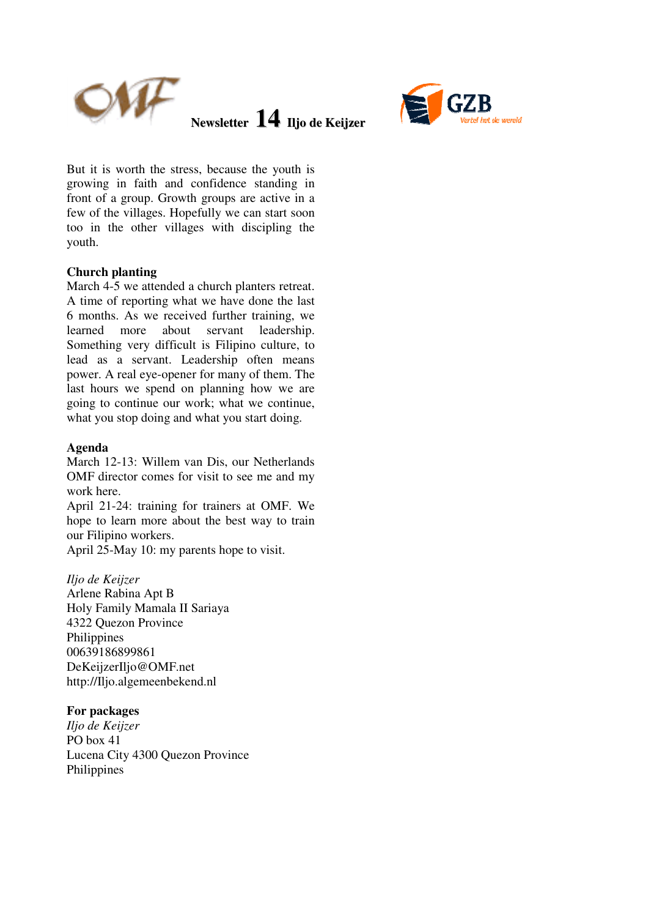But it is worth the stress, because the youth is growing in faith and confidence standing in front of a group. Growth groups are active in a few of the villages. Hopefully we can start soon too in the other villages with discipling the youth.

**Church planting**

March 4-5 we attended a church planters retreat. A time of reporting what we have done the last 6 months. As we received further training, we learned more about servant leadership. Something very difficult is Filipino culture, to lead as a servant. Leadership often means power. A real eye-opener for many of them. The last hours we spend on planning how we are going to continue our work; what we continue, what you stop doing and what you start doing.

**Agenda**

March 12-13: Willem van Dis, our Netherlands OMF director comes for visit to see me and my work here.
April 21-24: training for trainers at OMF. We hope to learn more about the best way to train our Filipino workers.
April 25-May 10: my parents hope to visit.

*Iljo de Keijzer*
Arlene Rabina Apt B
Holy Family Mamala II Sariaya
4322 Quezon Province
Philippines
00639186899861
DeKeijzerIljo@OMF.net
http://Iljo.algemeenbekend.nl

**For packages**

*Iljo de Keijzer*
PO box 41
Lucena City 4300 Quezon Province
Philippines